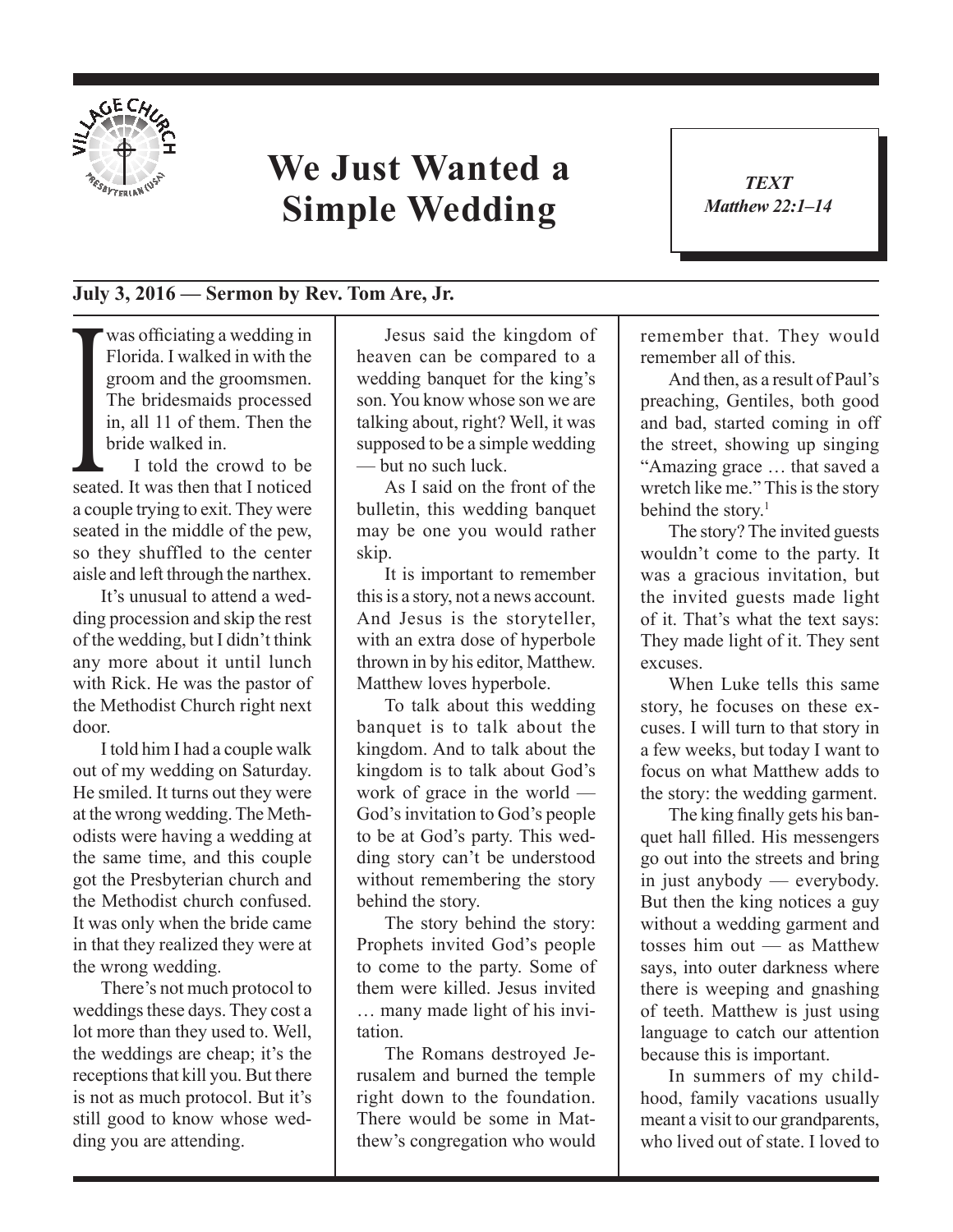# We Just Wanted a Simple Wedding

*TEXT*
*Matthew 22:1–14*

**July 3, 2016 — Sermon by Rev. Tom Are, Jr.**

I was officiating a wedding in Florida. I walked in with the groom and the groomsmen. The bridesmaids processed in, all 11 of them. Then the bride walked in.

I told the crowd to be seated. It was then that I noticed a couple trying to exit. They were seated in the middle of the pew, so they shuffled to the center aisle and left through the narthex.

It's unusual to attend a wedding procession and skip the rest of the wedding, but I didn't think any more about it until lunch with Rick. He was the pastor of the Methodist Church right next door.

I told him I had a couple walk out of my wedding on Saturday. He smiled. It turns out they were at the wrong wedding. The Methodists were having a wedding at the same time, and this couple got the Presbyterian church and the Methodist church confused. It was only when the bride came in that they realized they were at the wrong wedding.

There's not much protocol to weddings these days. They cost a lot more than they used to. Well, the weddings are cheap; it's the receptions that kill you. But there is not as much protocol. But it's still good to know whose wedding you are attending.

Jesus said the kingdom of heaven can be compared to a wedding banquet for the king's son. You know whose son we are talking about, right? Well, it was supposed to be a simple wedding — but no such luck.

As I said on the front of the bulletin, this wedding banquet may be one you would rather skip.

It is important to remember this is a story, not a news account. And Jesus is the storyteller, with an extra dose of hyperbole thrown in by his editor, Matthew. Matthew loves hyperbole.

To talk about this wedding banquet is to talk about the kingdom. And to talk about the kingdom is to talk about God's work of grace in the world — God's invitation to God's people to be at God's party. This wedding story can't be understood without remembering the story behind the story.

The story behind the story: Prophets invited God's people to come to the party. Some of them were killed. Jesus invited … many made light of his invitation.

The Romans destroyed Jerusalem and burned the temple right down to the foundation. There would be some in Matthew's congregation who would remember that. They would remember all of this.

And then, as a result of Paul's preaching, Gentiles, both good and bad, started coming in off the street, showing up singing "Amazing grace … that saved a wretch like me." This is the story behind the story.[1]

The story? The invited guests wouldn't come to the party. It was a gracious invitation, but the invited guests made light of it. That's what the text says: They made light of it. They sent excuses.

When Luke tells this same story, he focuses on these excuses. I will turn to that story in a few weeks, but today I want to focus on what Matthew adds to the story: the wedding garment.

The king finally gets his banquet hall filled. His messengers go out into the streets and bring in just anybody — everybody. But then the king notices a guy without a wedding garment and tosses him out — as Matthew says, into outer darkness where there is weeping and gnashing of teeth. Matthew is just using language to catch our attention because this is important.

In summers of my childhood, family vacations usually meant a visit to our grandparents, who lived out of state. I loved to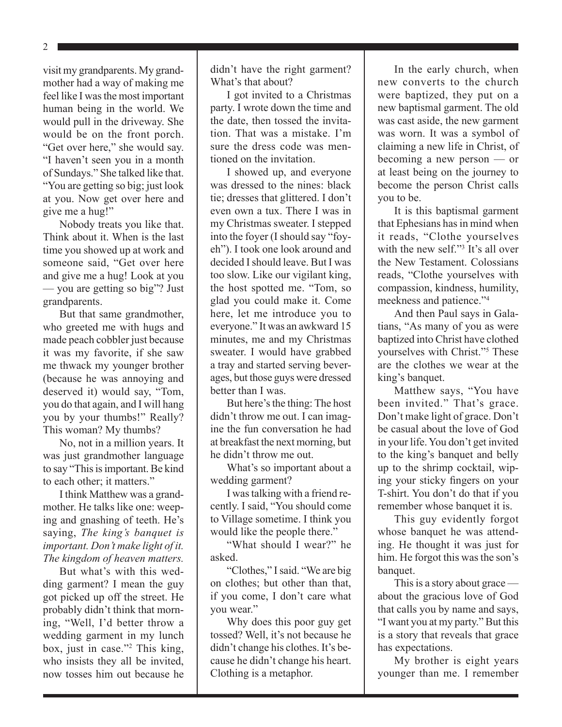visit my grandparents. My grandmother had a way of making me feel like I was the most important human being in the world. We would pull in the driveway. She would be on the front porch. "Get over here," she would say. "I haven't seen you in a month of Sundays." She talked like that. "You are getting so big; just look at you. Now get over here and give me a hug!"

Nobody treats you like that. Think about it. When is the last time you showed up at work and someone said, "Get over here and give me a hug! Look at you — you are getting so big"? Just grandparents.

But that same grandmother, who greeted me with hugs and made peach cobbler just because it was my favorite, if she saw me thwack my younger brother (because he was annoying and deserved it) would say, "Tom, you do that again, and I will hang you by your thumbs!" Really? This woman? My thumbs?

No, not in a million years. It was just grandmother language to say "This is important. Be kind to each other; it matters."

I think Matthew was a grandmother. He talks like one: weeping and gnashing of teeth. He's saying, *The king's banquet is important. Don't make light of it. The kingdom of heaven matters.*

But what's with this wedding garment? I mean the guy got picked up off the street. He probably didn't think that morning, "Well, I'd better throw a wedding garment in my lunch box, just in case."[2] This king, who insists they all be invited, now tosses him out because he didn't have the right garment? What's that about?

I got invited to a Christmas party. I wrote down the time and the date, then tossed the invitation. That was a mistake. I'm sure the dress code was mentioned on the invitation.

I showed up, and everyone was dressed to the nines: black tie; dresses that glittered. I don't even own a tux. There I was in my Christmas sweater. I stepped into the foyer (I should say "foy-eh"). I took one look around and decided I should leave. But I was too slow. Like our vigilant king, the host spotted me. "Tom, so glad you could make it. Come here, let me introduce you to everyone." It was an awkward 15 minutes, me and my Christmas sweater. I would have grabbed a tray and started serving beverages, but those guys were dressed better than I was.

But here's the thing: The host didn't throw me out. I can imagine the fun conversation he had at breakfast the next morning, but he didn't throw me out.

What's so important about a wedding garment?

I was talking with a friend recently. I said, "You should come to Village sometime. I think you would like the people there."

"What should I wear?" he asked.

"Clothes," I said. "We are big on clothes; but other than that, if you come, I don't care what you wear."

Why does this poor guy get tossed? Well, it's not because he didn't change his clothes. It's because he didn't change his heart. Clothing is a metaphor.

In the early church, when new converts to the church were baptized, they put on a new baptismal garment. The old was cast aside, the new garment was worn. It was a symbol of claiming a new life in Christ, of becoming a new person — or at least being on the journey to become the person Christ calls you to be.

It is this baptismal garment that Ephesians has in mind when it reads, "Clothe yourselves with the new self."[3] It's all over the New Testament. Colossians reads, "Clothe yourselves with compassion, kindness, humility, meekness and patience."[4]

And then Paul says in Galatians, "As many of you as were baptized into Christ have clothed yourselves with Christ."[5] These are the clothes we wear at the king's banquet.

Matthew says, "You have been invited." That's grace. Don't make light of grace. Don't be casual about the love of God in your life. You don't get invited to the king's banquet and belly up to the shrimp cocktail, wiping your sticky fingers on your T-shirt. You don't do that if you remember whose banquet it is.

This guy evidently forgot whose banquet he was attending. He thought it was just for him. He forgot this was the son's banquet.

This is a story about grace — about the gracious love of God that calls you by name and says, "I want you at my party." But this is a story that reveals that grace has expectations.

My brother is eight years younger than me. I remember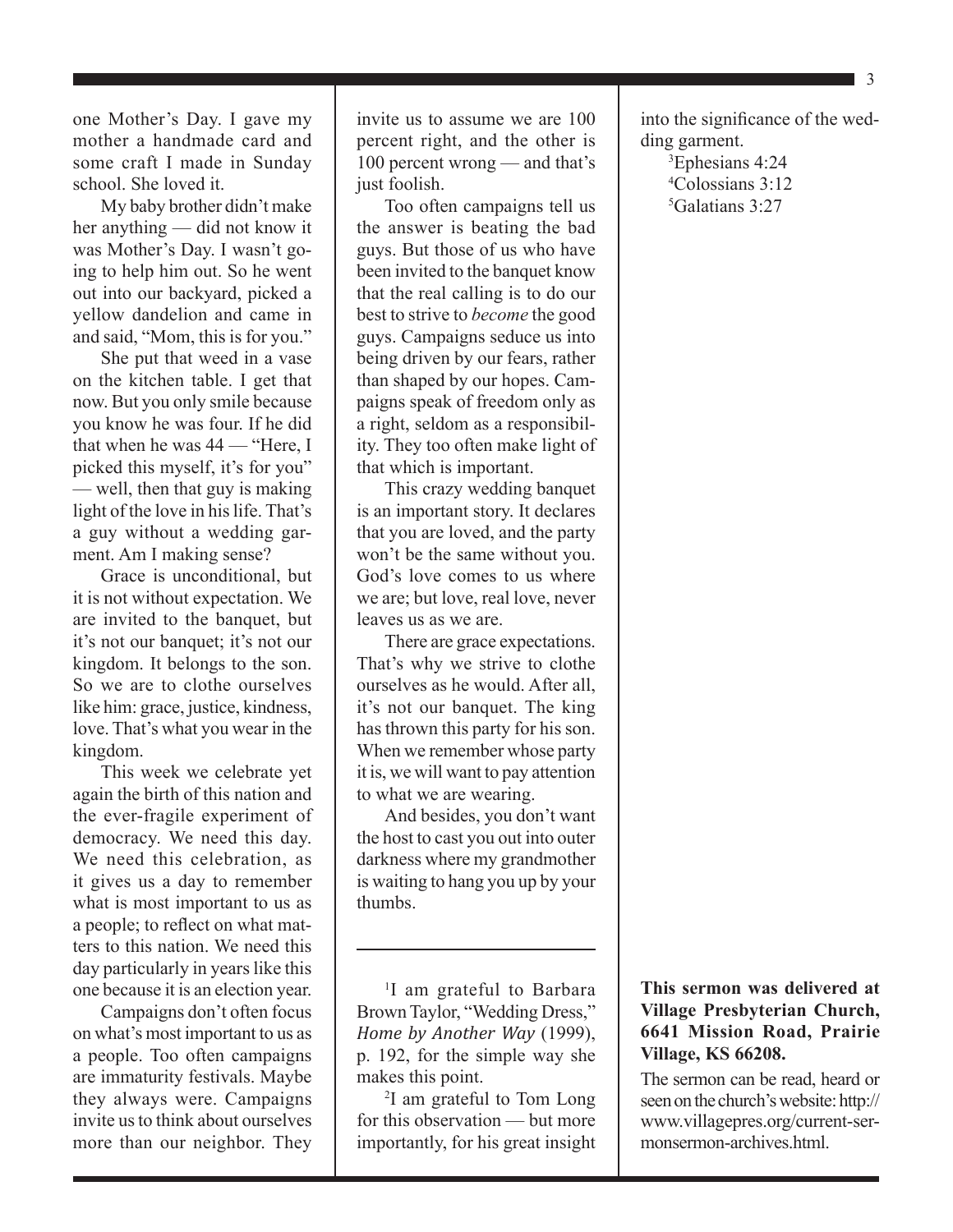one Mother's Day. I gave my mother a handmade card and some craft I made in Sunday school. She loved it.

My baby brother didn't make her anything — did not know it was Mother's Day. I wasn't going to help him out. So he went out into our backyard, picked a yellow dandelion and came in and said, "Mom, this is for you."

She put that weed in a vase on the kitchen table. I get that now. But you only smile because you know he was four. If he did that when he was 44 — "Here, I picked this myself, it's for you" — well, then that guy is making light of the love in his life. That's a guy without a wedding garment. Am I making sense?

Grace is unconditional, but it is not without expectation. We are invited to the banquet, but it's not our banquet; it's not our kingdom. It belongs to the son. So we are to clothe ourselves like him: grace, justice, kindness, love. That's what you wear in the kingdom.

This week we celebrate yet again the birth of this nation and the ever-fragile experiment of democracy. We need this day. We need this celebration, as it gives us a day to remember what is most important to us as a people; to reflect on what matters to this nation. We need this day particularly in years like this one because it is an election year.

Campaigns don't often focus on what's most important to us as a people. Too often campaigns are immaturity festivals. Maybe they always were. Campaigns invite us to think about ourselves more than our neighbor. They invite us to assume we are 100 percent right, and the other is 100 percent wrong — and that's just foolish.

Too often campaigns tell us the answer is beating the bad guys. But those of us who have been invited to the banquet know that the real calling is to do our best to strive to *become* the good guys. Campaigns seduce us into being driven by our fears, rather than shaped by our hopes. Campaigns speak of freedom only as a right, seldom as a responsibility. They too often make light of that which is important.

This crazy wedding banquet is an important story. It declares that you are loved, and the party won't be the same without you. God's love comes to us where we are; but love, real love, never leaves us as we are.

There are grace expectations. That's why we strive to clothe ourselves as he would. After all, it's not our banquet. The king has thrown this party for his son. When we remember whose party it is, we will want to pay attention to what we are wearing.

And besides, you don't want the host to cast you out into outer darkness where my grandmother is waiting to hang you up by your thumbs.

---

[1] I am grateful to Barbara Brown Taylor, "Wedding Dress," *Home by Another Way* (1999), p. 192, for the simple way she makes this point.

[2] I am grateful to Tom Long for this observation — but more importantly, for his great insight into the significance of the wedding garment.

[3] Ephesians 4:24

[4] Colossians 3:12

[5] Galatians 3:27

**This sermon was delivered at Village Presbyterian Church, 6641 Mission Road, Prairie Village, KS 66208.**

The sermon can be read, heard or seen on the church's website: http://www.villagepres.org/current-sermonsermon-archives.html.